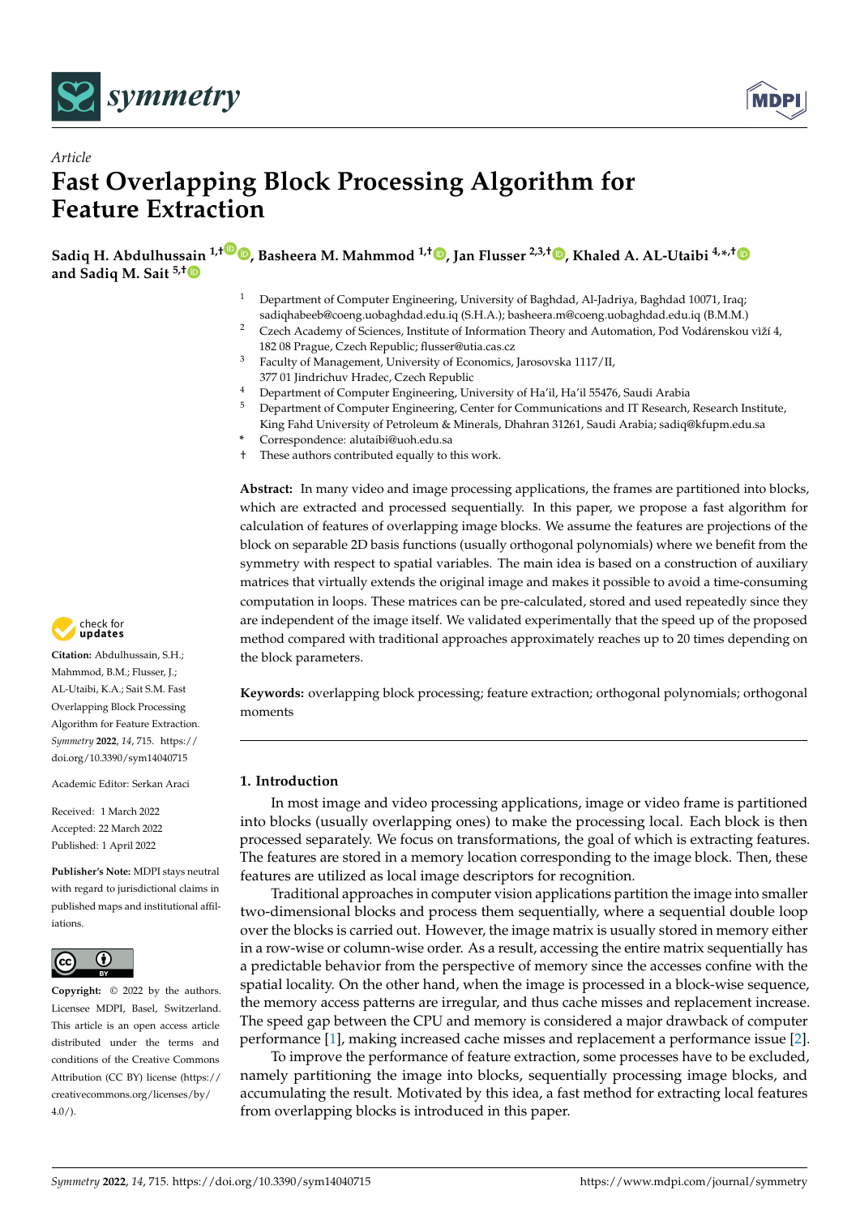*Article*

# Fast Overlapping Block Processing Algorithm for Feature Extraction

**Sadiq H. Abdulhussain [1,†], Basheera M. Mahmmod [1,†], Jan Flusser [2,3,†], Khaled A. AL-Utaibi [4,*,†] and Sadiq M. Sait [5,†]**

1. Department of Computer Engineering, University of Baghdad, Al-Jadriya, Baghdad 10071, Iraq; sadiqhabeeb@coeng.uobaghdad.edu.iq (S.H.A.); basheera.m@coeng.uobaghdad.edu.iq (B.M.M.)
2. Czech Academy of Sciences, Institute of Information Theory and Automation, Pod Vodárenskou vìží 4, 182 08 Prague, Czech Republic; flusser@utia.cas.cz
3. Faculty of Management, University of Economics, Jarosovska 1117/II, 377 01 Jindrichuv Hradec, Czech Republic
4. Department of Computer Engineering, University of Ha'il, Ha'il 55476, Saudi Arabia
5. Department of Computer Engineering, Center for Communications and IT Research, Research Institute, King Fahd University of Petroleum & Minerals, Dhahran 31261, Saudi Arabia; sadiq@kfupm.edu.sa

\* Correspondence: alutaibi@uoh.edu.sa

† These authors contributed equally to this work.

**Abstract:** In many video and image processing applications, the frames are partitioned into blocks, which are extracted and processed sequentially. In this paper, we propose a fast algorithm for calculation of features of overlapping image blocks. We assume the features are projections of the block on separable 2D basis functions (usually orthogonal polynomials) where we benefit from the symmetry with respect to spatial variables. The main idea is based on a construction of auxiliary matrices that virtually extends the original image and makes it possible to avoid a time-consuming computation in loops. These matrices can be pre-calculated, stored and used repeatedly since they are independent of the image itself. We validated experimentally that the speed up of the proposed method compared with traditional approaches approximately reaches up to 20 times depending on the block parameters.

**Keywords:** overlapping block processing; feature extraction; orthogonal polynomials; orthogonal moments

**Citation:** Abdulhussain, S.H.; Mahmmod, B.M.; Flusser, J.; AL-Utaibi, K.A.; Sait S.M. Fast Overlapping Block Processing Algorithm for Feature Extraction. *Symmetry* **2022**, *14*, 715. https://doi.org/10.3390/sym14040715

Academic Editor: Serkan Araci

Received: 1 March 2022
Accepted: 22 March 2022
Published: 1 April 2022

**Publisher's Note:** MDPI stays neutral with regard to jurisdictional claims in published maps and institutional affiliations.

**Copyright:** © 2022 by the authors. Licensee MDPI, Basel, Switzerland. This article is an open access article distributed under the terms and conditions of the Creative Commons Attribution (CC BY) license (https://creativecommons.org/licenses/by/4.0/).

## 1. Introduction

In most image and video processing applications, image or video frame is partitioned into blocks (usually overlapping ones) to make the processing local. Each block is then processed separately. We focus on transformations, the goal of which is extracting features. The features are stored in a memory location corresponding to the image block. Then, these features are utilized as local image descriptors for recognition.

Traditional approaches in computer vision applications partition the image into smaller two-dimensional blocks and process them sequentially, where a sequential double loop over the blocks is carried out. However, the image matrix is usually stored in memory either in a row-wise or column-wise order. As a result, accessing the entire matrix sequentially has a predictable behavior from the perspective of memory since the accesses confine with the spatial locality. On the other hand, when the image is processed in a block-wise sequence, the memory access patterns are irregular, and thus cache misses and replacement increase. The speed gap between the CPU and memory is considered a major drawback of computer performance [1], making increased cache misses and replacement a performance issue [2].

To improve the performance of feature extraction, some processes have to be excluded, namely partitioning the image into blocks, sequentially processing image blocks, and accumulating the result. Motivated by this idea, a fast method for extracting local features from overlapping blocks is introduced in this paper.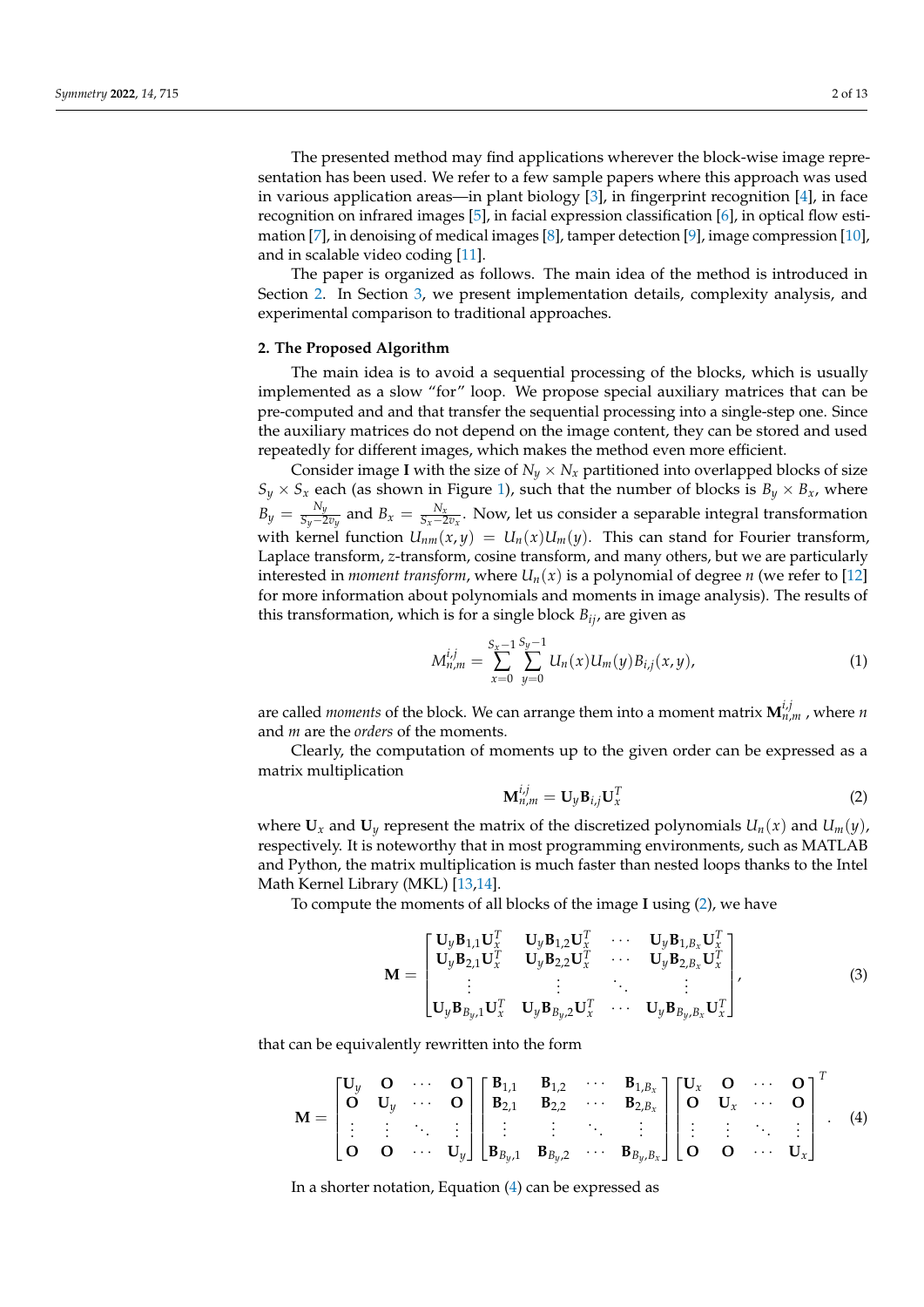The presented method may find applications wherever the block-wise image representation has been used. We refer to a few sample papers where this approach was used in various application areas—in plant biology [3], in fingerprint recognition [4], in face recognition on infrared images [5], in facial expression classification [6], in optical flow estimation [7], in denoising of medical images [8], tamper detection [9], image compression [10], and in scalable video coding [11].

The paper is organized as follows. The main idea of the method is introduced in Section 2. In Section 3, we present implementation details, complexity analysis, and experimental comparison to traditional approaches.

## 2. The Proposed Algorithm

The main idea is to avoid a sequential processing of the blocks, which is usually implemented as a slow "for" loop. We propose special auxiliary matrices that can be pre-computed and and that transfer the sequential processing into a single-step one. Since the auxiliary matrices do not depend on the image content, they can be stored and used repeatedly for different images, which makes the method even more efficient.

Consider image $\mathbf{I}$ with the size of $N_y \times N_x$ partitioned into overlapped blocks of size $S_y \times S_x$ each (as shown in Figure 1), such that the number of blocks is $B_y \times B_x$, where $B_y = \frac{N_y}{S_y - 2v_y}$ and $B_x = \frac{N_x}{S_x - 2v_x}$. Now, let us consider a separable integral transformation with kernel function $U_{nm}(x, y) = U_n(x)U_m(y)$. This can stand for Fourier transform, Laplace transform, $z$-transform, cosine transform, and many others, but we are particularly interested in *moment transform*, where $U_n(x)$ is a polynomial of degree $n$ (we refer to [12] for more information about polynomials and moments in image analysis). The results of this transformation, which is for a single block $B_{ij}$, are given as

$$M_{n,m}^{i,j} = \sum_{x=0}^{S_x-1} \sum_{y=0}^{S_y-1} U_n(x)U_m(y)B_{i,j}(x,y), \tag{1}$$

are called *moments* of the block. We can arrange them into a moment matrix $\mathbf{M}_{n,m}^{i,j}$ , where $n$ and $m$ are the *orders* of the moments.

Clearly, the computation of moments up to the given order can be expressed as a matrix multiplication

$$\mathbf{M}_{n,m}^{i,j} = \mathbf{U}_y \mathbf{B}_{i,j} \mathbf{U}_x^T \tag{2}$$

where $\mathbf{U}_x$ and $\mathbf{U}_y$ represent the matrix of the discretized polynomials $U_n(x)$ and $U_m(y)$, respectively. It is noteworthy that in most programming environments, such as MATLAB and Python, the matrix multiplication is much faster than nested loops thanks to the Intel Math Kernel Library (MKL) [13,14].

To compute the moments of all blocks of the image $\mathbf{I}$ using (2), we have

$$\mathbf{M} = \begin{bmatrix} \mathbf{U}_y \mathbf{B}_{1,1} \mathbf{U}_x^T & \mathbf{U}_y \mathbf{B}_{1,2} \mathbf{U}_x^T & \cdots & \mathbf{U}_y \mathbf{B}_{1,B_x} \mathbf{U}_x^T \\ \mathbf{U}_y \mathbf{B}_{2,1} \mathbf{U}_x^T & \mathbf{U}_y \mathbf{B}_{2,2} \mathbf{U}_x^T & \cdots & \mathbf{U}_y \mathbf{B}_{2,B_x} \mathbf{U}_x^T \\ \vdots & \vdots & \ddots & \vdots \\ \mathbf{U}_y \mathbf{B}_{B_y,1} \mathbf{U}_x^T & \mathbf{U}_y \mathbf{B}_{B_y,2} \mathbf{U}_x^T & \cdots & \mathbf{U}_y \mathbf{B}_{B_y,B_x} \mathbf{U}_x^T \end{bmatrix}, \tag{3}$$

that can be equivalently rewritten into the form

$$\mathbf{M} = \begin{bmatrix} \mathbf{U}_y & \mathbf{O} & \cdots & \mathbf{O} \\ \mathbf{O} & \mathbf{U}_y & \cdots & \mathbf{O} \\ \vdots & \vdots & \ddots & \vdots \\ \mathbf{O} & \mathbf{O} & \cdots & \mathbf{U}_y \end{bmatrix} \begin{bmatrix} \mathbf{B}_{1,1} & \mathbf{B}_{1,2} & \cdots & \mathbf{B}_{1,B_x} \\ \mathbf{B}_{2,1} & \mathbf{B}_{2,2} & \cdots & \mathbf{B}_{2,B_x} \\ \vdots & \vdots & \ddots & \vdots \\ \mathbf{B}_{B_y,1} & \mathbf{B}_{B_y,2} & \cdots & \mathbf{B}_{B_y,B_x} \end{bmatrix} \begin{bmatrix} \mathbf{U}_x & \mathbf{O} & \cdots & \mathbf{O} \\ \mathbf{O} & \mathbf{U}_x & \cdots & \mathbf{O} \\ \vdots & \vdots & \ddots & \vdots \\ \mathbf{O} & \mathbf{O} & \cdots & \mathbf{U}_x \end{bmatrix}^T. \tag{4}$$

In a shorter notation, Equation (4) can be expressed as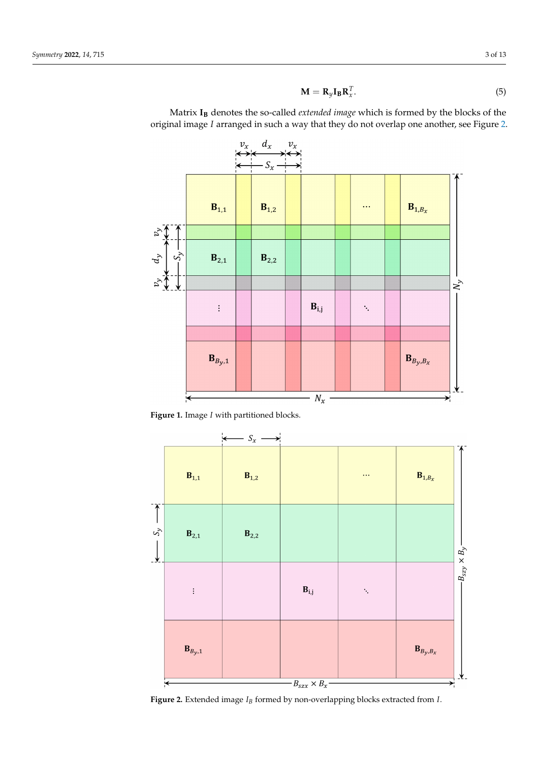$$\mathbf{M} = \mathbf{R}_y \mathbf{I_B} \mathbf{R}_x^T. \tag{5}$$

Matrix $\mathbf{I_B}$ denotes the so-called *extended image* which is formed by the blocks of the original image $I$ arranged in such a way that they do not overlap one another, see Figure 2.

**Figure 1.** Image $I$ with partitioned blocks.

**Figure 2.** Extended image $I_B$ formed by non-overlapping blocks extracted from $I$.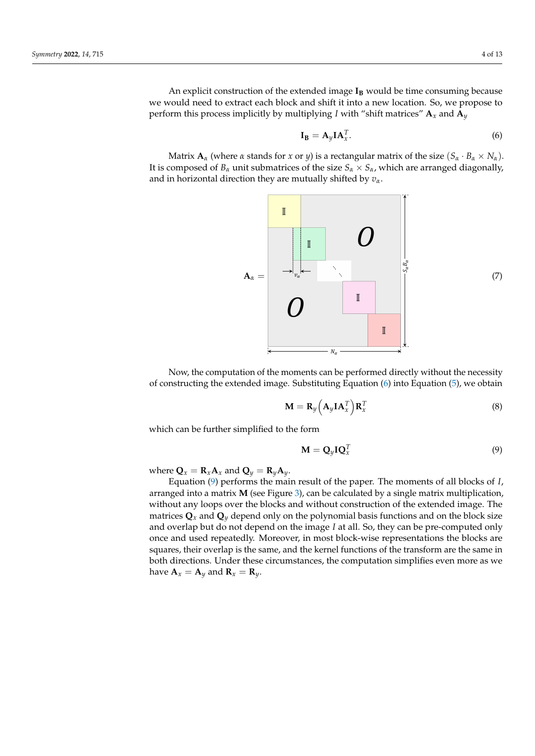An explicit construction of the extended image $\mathbf{I_B}$ would be time consuming because we would need to extract each block and shift it into a new location. So, we propose to perform this process implicitly by multiplying $I$ with "shift matrices" $\mathbf{A}_x$ and $\mathbf{A}_y$

$$\mathbf{I_B} = \mathbf{A}_y \mathbf{I} \mathbf{A}_x^T. \tag{6}$$

Matrix $\mathbf{A}_\alpha$ (where $\alpha$ stands for $x$ or $y$) is a rectangular matrix of the size $(S_\alpha \cdot B_\alpha \times N_\alpha)$. It is composed of $B_\alpha$ unit submatrices of the size $S_\alpha \times S_\alpha$, which are arranged diagonally, and in horizontal direction they are mutually shifted by $v_\alpha$.

$\mathbf{A}_\alpha =$ (7)

𝕀

𝕀

𝕀

𝕀

$O$

$O$

$v_\alpha$

$S_\alpha B_\alpha$

$N_\alpha$

Now, the computation of the moments can be performed directly without the necessity of constructing the extended image. Substituting Equation (6) into Equation (5), we obtain

$$\mathbf{M} = \mathbf{R}_y \left( \mathbf{A}_y \mathbf{I} \mathbf{A}_x^T \right) \mathbf{R}_x^T \tag{8}$$

which can be further simplified to the form

$$\mathbf{M} = \mathbf{Q}_y \mathbf{I} \mathbf{Q}_x^T \tag{9}$$

where $\mathbf{Q}_x = \mathbf{R}_x \mathbf{A}_x$ and $\mathbf{Q}_y = \mathbf{R}_y \mathbf{A}_y$.

Equation (9) performs the main result of the paper. The moments of all blocks of $I$, arranged into a matrix $\mathbf{M}$ (see Figure 3), can be calculated by a single matrix multiplication, without any loops over the blocks and without construction of the extended image. The matrices $\mathbf{Q}_x$ and $\mathbf{Q}_y$ depend only on the polynomial basis functions and on the block size and overlap but do not depend on the image $I$ at all. So, they can be pre-computed only once and used repeatedly. Moreover, in most block-wise representations the blocks are squares, their overlap is the same, and the kernel functions of the transform are the same in both directions. Under these circumstances, the computation simplifies even more as we have $\mathbf{A}_x = \mathbf{A}_y$ and $\mathbf{R}_x = \mathbf{R}_y$.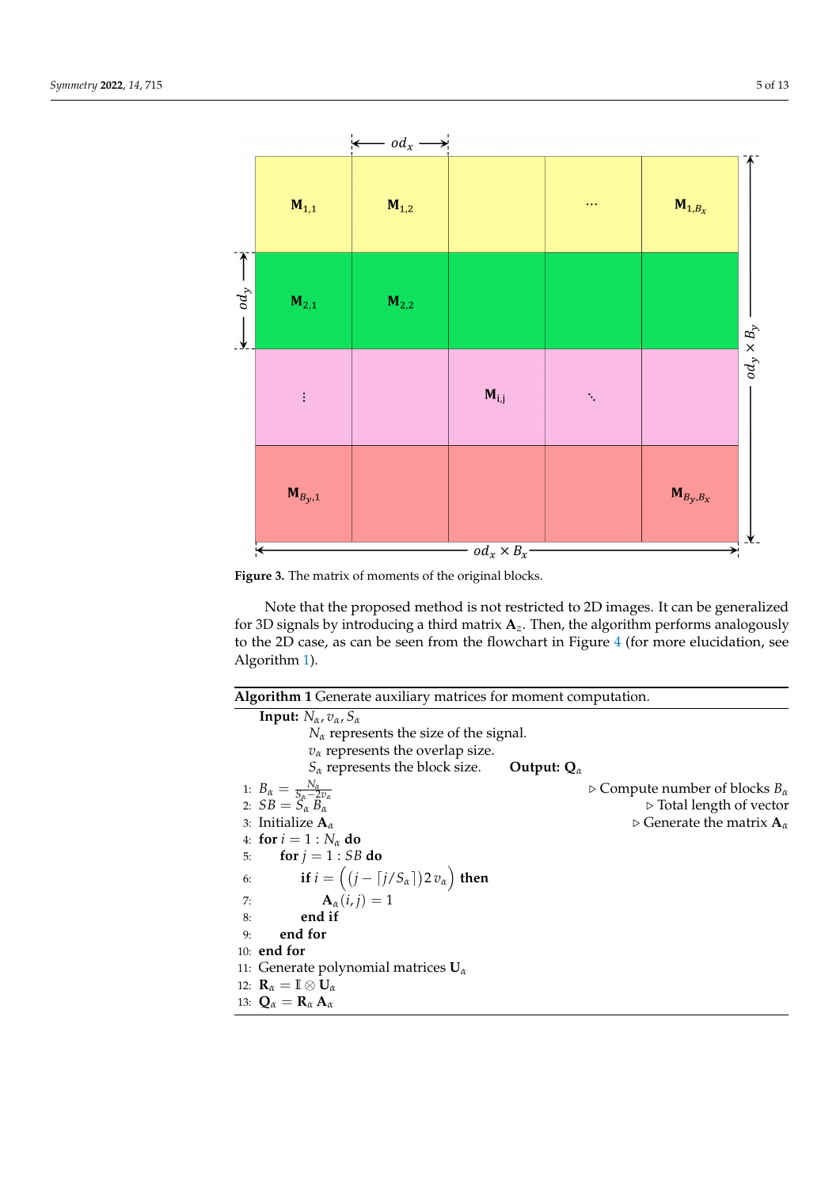**Figure 3.** The matrix of moments of the original blocks.

Note that the proposed method is not restricted to 2D images. It can be generalized for 3D signals by introducing a third matrix $\mathbf{A}_z$. Then, the algorithm performs analogously to the 2D case, as can be seen from the flowchart in Figure 4 (for more elucidation, see Algorithm 1).

---

**Algorithm 1** Generate auxiliary matrices for moment computation.

---

**Input:** $N_\alpha, v_\alpha, S_\alpha$
    $N_\alpha$ represents the size of the signal.
    $v_\alpha$ represents the overlap size.
    $S_\alpha$ represents the block size.    **Output:** $\mathbf{Q}_\alpha$

1: $B_\alpha = \frac{N_\alpha}{S_\alpha - 2v_\alpha}$    ▷ Compute number of blocks $B_\alpha$
2: $SB = S_\alpha\, B_\alpha$    ▷ Total length of vector
3: Initialize $\mathbf{A}_\alpha$    ▷ Generate the matrix $\mathbf{A}_\alpha$
4: **for** $i = 1 : N_\alpha$ **do**
5:     **for** $j = 1 : SB$ **do**
6:         **if** $i = \left( (j - \lceil j/S_\alpha \rceil) 2\, v_\alpha \right)$ **then**
7:             $\mathbf{A}_\alpha(i, j) = 1$
8:         **end if**
9:     **end for**
10: **end for**
11: Generate polynomial matrices $\mathbf{U}_\alpha$
12: $\mathbf{R}_\alpha = \mathbb{I} \otimes \mathbf{U}_\alpha$
13: $\mathbf{Q}_\alpha = \mathbf{R}_\alpha\, \mathbf{A}_\alpha$

---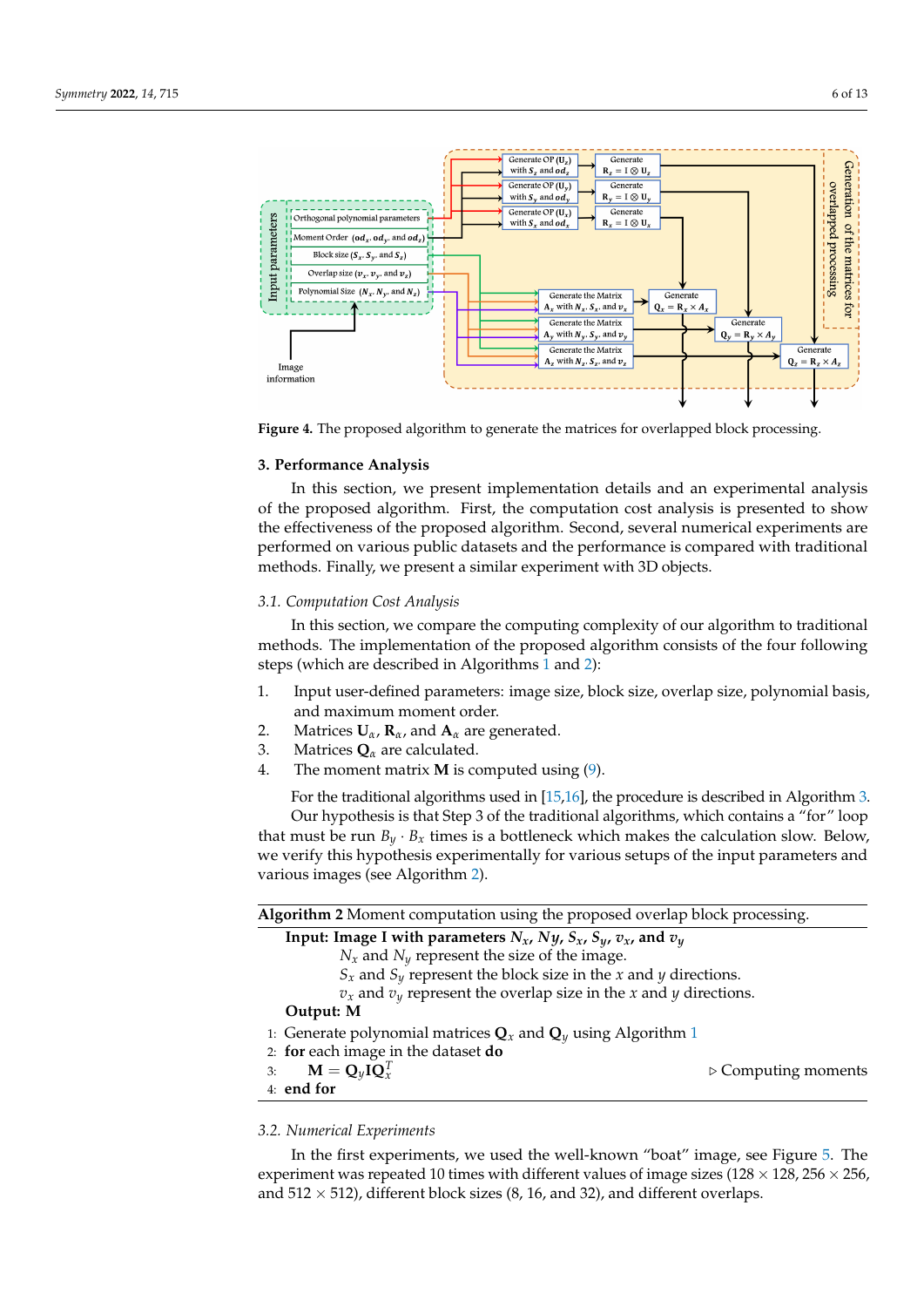Figure 4. The proposed algorithm to generate the matrices for overlapped block processing.

## 3. Performance Analysis

In this section, we present implementation details and an experimental analysis of the proposed algorithm. First, the computation cost analysis is presented to show the effectiveness of the proposed algorithm. Second, several numerical experiments are performed on various public datasets and the performance is compared with traditional methods. Finally, we present a similar experiment with 3D objects.

### 3.1. Computation Cost Analysis

In this section, we compare the computing complexity of our algorithm to traditional methods. The implementation of the proposed algorithm consists of the four following steps (which are described in Algorithms 1 and 2):

1. Input user-defined parameters: image size, block size, overlap size, polynomial basis, and maximum moment order.
2. Matrices $\mathbf{U}_\alpha$, $\mathbf{R}_\alpha$, and $\mathbf{A}_\alpha$ are generated.
3. Matrices $\mathbf{Q}_\alpha$ are calculated.
4. The moment matrix $\mathbf{M}$ is computed using (9).

For the traditional algorithms used in [15,16], the procedure is described in Algorithm 3.

Our hypothesis is that Step 3 of the traditional algorithms, which contains a "for" loop that must be run $B_y \cdot B_x$ times is a bottleneck which makes the calculation slow. Below, we verify this hypothesis experimentally for various setups of the input parameters and various images (see Algorithm 2).

**Algorithm 2** Moment computation using the proposed overlap block processing.

**Input: Image I with parameters $N_x$, $Ny$, $S_x$, $S_y$, $v_x$, and $v_y$**

$N_x$ and $N_y$ represent the size of the image.

$S_x$ and $S_y$ represent the block size in the $x$ and $y$ directions.

$v_x$ and $v_y$ represent the overlap size in the $x$ and $y$ directions.

**Output: M**

1: Generate polynomial matrices $\mathbf{Q}_x$ and $\mathbf{Q}_y$ using Algorithm 1
2: **for** each image in the dataset **do**
3: $\quad \mathbf{M} = \mathbf{Q}_y \mathbf{I} \mathbf{Q}_x^T$ ▷ Computing moments
4: **end for**

### 3.2. Numerical Experiments

In the first experiments, we used the well-known "boat" image, see Figure 5. The experiment was repeated 10 times with different values of image sizes (128 × 128, 256 × 256, and 512 × 512), different block sizes (8, 16, and 32), and different overlaps.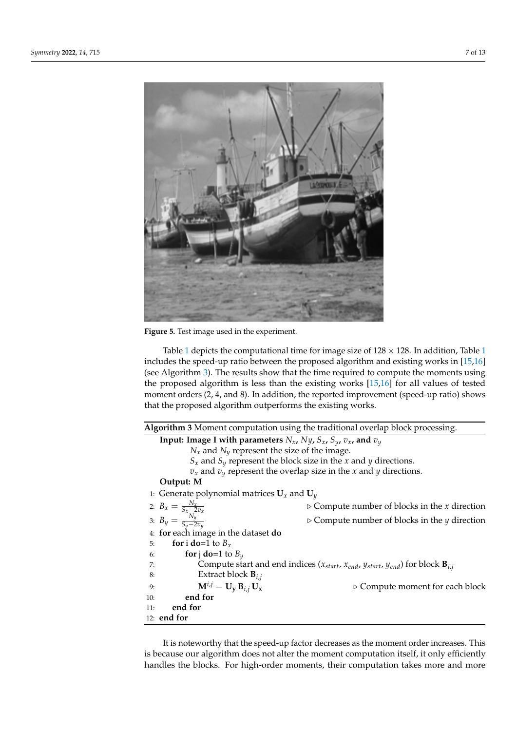**Figure 5.** Test image used in the experiment.

Table 1 depicts the computational time for image size of $128 \times 128$. In addition, Table 1 includes the speed-up ratio between the proposed algorithm and existing works in [15,16] (see Algorithm 3). The results show that the time required to compute the moments using the proposed algorithm is less than the existing works [15,16] for all values of tested moment orders (2, 4, and 8). In addition, the reported improvement (speed-up ratio) shows that the proposed algorithm outperforms the existing works.

---

**Algorithm 3** Moment computation using the traditional overlap block processing.

---

**Input: Image I with parameters** $N_x$, $Ny$, $S_x$, $S_y$, $v_x$, **and** $v_y$

  $N_x$ and $N_y$ represent the size of the image.

  $S_x$ and $S_y$ represent the block size in the $x$ and $y$ directions.

  $v_x$ and $v_y$ represent the overlap size in the $x$ and $y$ directions.

**Output: M**

1: Generate polynomial matrices $\mathbf{U}_x$ and $\mathbf{U}_y$

2: $B_x = \frac{N_x}{S_x - 2v_x}$ ▷ Compute number of blocks in the $x$ direction

3: $B_y = \frac{N_y}{S_y - 2v_y}$ ▷ Compute number of blocks in the $y$ direction

4: **for** each image in the dataset **do**

5:   **for** i **do**=1 to $B_x$

6:     **for** j **do**=1 to $B_y$

7:       Compute start and end indices ($x_{start}$, $x_{end}$, $y_{start}$, $y_{end}$) for block $\mathbf{B}_{i,j}$

8:       Extract block $\mathbf{B}_{i,j}$

9:       $\mathbf{M}^{i,j} = \mathbf{U_y}\, \mathbf{B}_{i,j}\, \mathbf{U_x}$ ▷ Compute moment for each block

10:     **end for**

11:   **end for**

12: **end for**

---

It is noteworthy that the speed-up factor decreases as the moment order increases. This is because our algorithm does not alter the moment computation itself, it only efficiently handles the blocks. For high-order moments, their computation takes more and more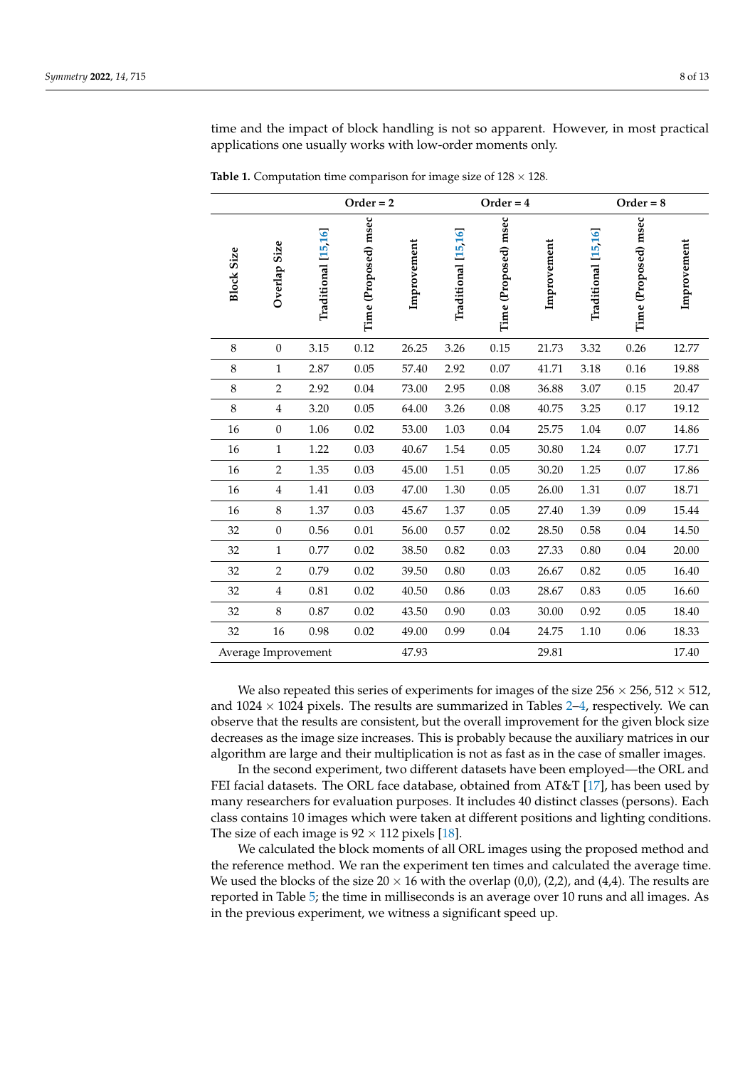time and the impact of block handling is not so apparent. However, in most practical applications one usually works with low-order moments only.

**Table 1.** Computation time comparison for image size of $128 \times 128$.

| | | Order = 2 | | | Order = 4 | | | Order = 8 | | |
|---|---|---|---|---|---|---|---|---|---|---|
| **Block Size** | **Overlap Size** | **Traditional [15,16]** | **Time (Proposed) msec** | **Improvement** | **Traditional [15,16]** | **Time (Proposed) msec** | **Improvement** | **Traditional [15,16]** | **Time (Proposed) msec** | **Improvement** |
| 8 | 0 | 3.15 | 0.12 | 26.25 | 3.26 | 0.15 | 21.73 | 3.32 | 0.26 | 12.77 |
| 8 | 1 | 2.87 | 0.05 | 57.40 | 2.92 | 0.07 | 41.71 | 3.18 | 0.16 | 19.88 |
| 8 | 2 | 2.92 | 0.04 | 73.00 | 2.95 | 0.08 | 36.88 | 3.07 | 0.15 | 20.47 |
| 8 | 4 | 3.20 | 0.05 | 64.00 | 3.26 | 0.08 | 40.75 | 3.25 | 0.17 | 19.12 |
| 16 | 0 | 1.06 | 0.02 | 53.00 | 1.03 | 0.04 | 25.75 | 1.04 | 0.07 | 14.86 |
| 16 | 1 | 1.22 | 0.03 | 40.67 | 1.54 | 0.05 | 30.80 | 1.24 | 0.07 | 17.71 |
| 16 | 2 | 1.35 | 0.03 | 45.00 | 1.51 | 0.05 | 30.20 | 1.25 | 0.07 | 17.86 |
| 16 | 4 | 1.41 | 0.03 | 47.00 | 1.30 | 0.05 | 26.00 | 1.31 | 0.07 | 18.71 |
| 16 | 8 | 1.37 | 0.03 | 45.67 | 1.37 | 0.05 | 27.40 | 1.39 | 0.09 | 15.44 |
| 32 | 0 | 0.56 | 0.01 | 56.00 | 0.57 | 0.02 | 28.50 | 0.58 | 0.04 | 14.50 |
| 32 | 1 | 0.77 | 0.02 | 38.50 | 0.82 | 0.03 | 27.33 | 0.80 | 0.04 | 20.00 |
| 32 | 2 | 0.79 | 0.02 | 39.50 | 0.80 | 0.03 | 26.67 | 0.82 | 0.05 | 16.40 |
| 32 | 4 | 0.81 | 0.02 | 40.50 | 0.86 | 0.03 | 28.67 | 0.83 | 0.05 | 16.60 |
| 32 | 8 | 0.87 | 0.02 | 43.50 | 0.90 | 0.03 | 30.00 | 0.92 | 0.05 | 18.40 |
| 32 | 16 | 0.98 | 0.02 | 49.00 | 0.99 | 0.04 | 24.75 | 1.10 | 0.06 | 18.33 |
| Average Improvement | | | | 47.93 | | | 29.81 | | | 17.40 |

We also repeated this series of experiments for images of the size $256 \times 256$, $512 \times 512$, and $1024 \times 1024$ pixels. The results are summarized in Tables 2–4, respectively. We can observe that the results are consistent, but the overall improvement for the given block size decreases as the image size increases. This is probably because the auxiliary matrices in our algorithm are large and their multiplication is not as fast as in the case of smaller images.

In the second experiment, two different datasets have been employed—the ORL and FEI facial datasets. The ORL face database, obtained from AT&T [17], has been used by many researchers for evaluation purposes. It includes 40 distinct classes (persons). Each class contains 10 images which were taken at different positions and lighting conditions. The size of each image is $92 \times 112$ pixels [18].

We calculated the block moments of all ORL images using the proposed method and the reference method. We ran the experiment ten times and calculated the average time. We used the blocks of the size $20 \times 16$ with the overlap (0,0), (2,2), and (4,4). The results are reported in Table 5; the time in milliseconds is an average over 10 runs and all images. As in the previous experiment, we witness a significant speed up.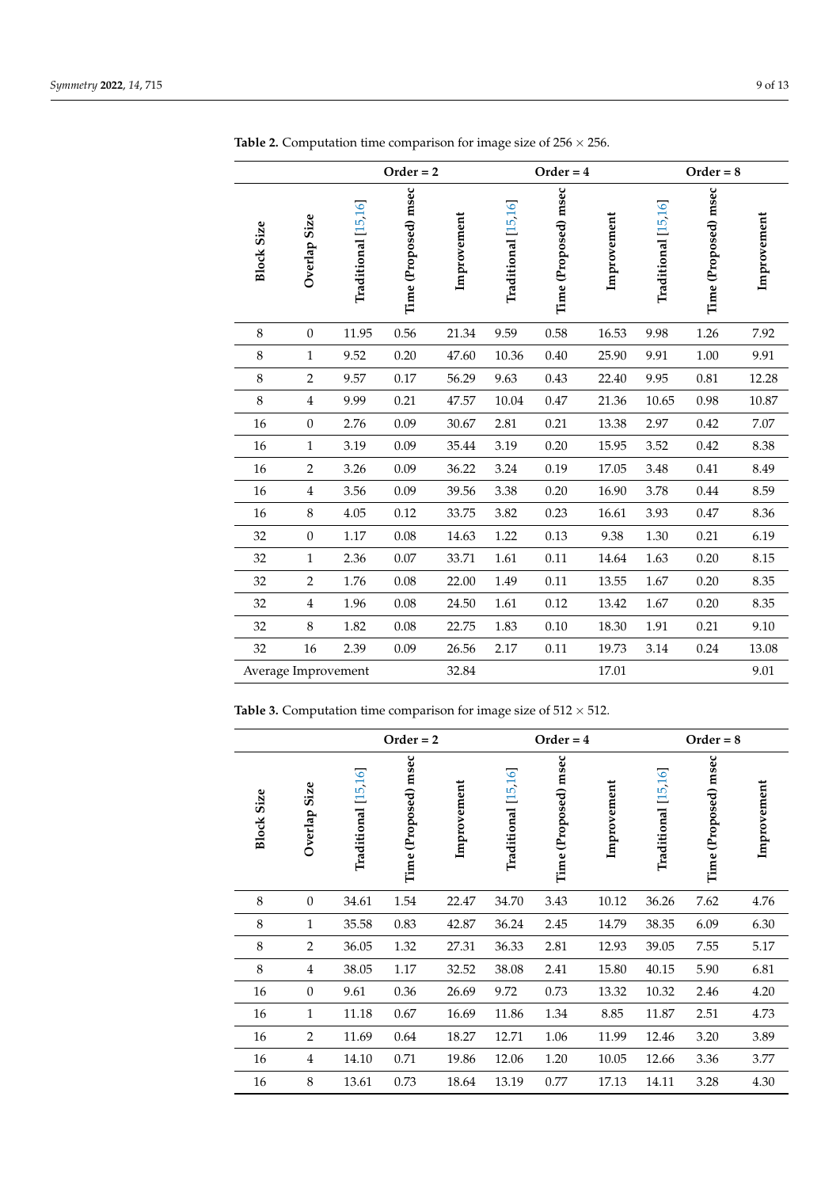**Table 2.** Computation time comparison for image size of 256 × 256.

| | | Order = 2 | | | Order = 4 | | | Order = 8 | | |
|---|---|---|---|---|---|---|---|---|---|---|
| Block Size | Overlap Size | Traditional [15,16] | Time (Proposed) msec | Improvement | Traditional [15,16] | Time (Proposed) msec | Improvement | Traditional [15,16] | Time (Proposed) msec | Improvement |
| 8 | 0 | 11.95 | 0.56 | 21.34 | 9.59 | 0.58 | 16.53 | 9.98 | 1.26 | 7.92 |
| 8 | 1 | 9.52 | 0.20 | 47.60 | 10.36 | 0.40 | 25.90 | 9.91 | 1.00 | 9.91 |
| 8 | 2 | 9.57 | 0.17 | 56.29 | 9.63 | 0.43 | 22.40 | 9.95 | 0.81 | 12.28 |
| 8 | 4 | 9.99 | 0.21 | 47.57 | 10.04 | 0.47 | 21.36 | 10.65 | 0.98 | 10.87 |
| 16 | 0 | 2.76 | 0.09 | 30.67 | 2.81 | 0.21 | 13.38 | 2.97 | 0.42 | 7.07 |
| 16 | 1 | 3.19 | 0.09 | 35.44 | 3.19 | 0.20 | 15.95 | 3.52 | 0.42 | 8.38 |
| 16 | 2 | 3.26 | 0.09 | 36.22 | 3.24 | 0.19 | 17.05 | 3.48 | 0.41 | 8.49 |
| 16 | 4 | 3.56 | 0.09 | 39.56 | 3.38 | 0.20 | 16.90 | 3.78 | 0.44 | 8.59 |
| 16 | 8 | 4.05 | 0.12 | 33.75 | 3.82 | 0.23 | 16.61 | 3.93 | 0.47 | 8.36 |
| 32 | 0 | 1.17 | 0.08 | 14.63 | 1.22 | 0.13 | 9.38 | 1.30 | 0.21 | 6.19 |
| 32 | 1 | 2.36 | 0.07 | 33.71 | 1.61 | 0.11 | 14.64 | 1.63 | 0.20 | 8.15 |
| 32 | 2 | 1.76 | 0.08 | 22.00 | 1.49 | 0.11 | 13.55 | 1.67 | 0.20 | 8.35 |
| 32 | 4 | 1.96 | 0.08 | 24.50 | 1.61 | 0.12 | 13.42 | 1.67 | 0.20 | 8.35 |
| 32 | 8 | 1.82 | 0.08 | 22.75 | 1.83 | 0.10 | 18.30 | 1.91 | 0.21 | 9.10 |
| 32 | 16 | 2.39 | 0.09 | 26.56 | 2.17 | 0.11 | 19.73 | 3.14 | 0.24 | 13.08 |
| Average Improvement | | | | 32.84 | | | 17.01 | | | 9.01 |

**Table 3.** Computation time comparison for image size of 512 × 512.

| | | Order = 2 | | | Order = 4 | | | Order = 8 | | |
|---|---|---|---|---|---|---|---|---|---|---|
| Block Size | Overlap Size | Traditional [15,16] | Time (Proposed) msec | Improvement | Traditional [15,16] | Time (Proposed) msec | Improvement | Traditional [15,16] | Time (Proposed) msec | Improvement |
| 8 | 0 | 34.61 | 1.54 | 22.47 | 34.70 | 3.43 | 10.12 | 36.26 | 7.62 | 4.76 |
| 8 | 1 | 35.58 | 0.83 | 42.87 | 36.24 | 2.45 | 14.79 | 38.35 | 6.09 | 6.30 |
| 8 | 2 | 36.05 | 1.32 | 27.31 | 36.33 | 2.81 | 12.93 | 39.05 | 7.55 | 5.17 |
| 8 | 4 | 38.05 | 1.17 | 32.52 | 38.08 | 2.41 | 15.80 | 40.15 | 5.90 | 6.81 |
| 16 | 0 | 9.61 | 0.36 | 26.69 | 9.72 | 0.73 | 13.32 | 10.32 | 2.46 | 4.20 |
| 16 | 1 | 11.18 | 0.67 | 16.69 | 11.86 | 1.34 | 8.85 | 11.87 | 2.51 | 4.73 |
| 16 | 2 | 11.69 | 0.64 | 18.27 | 12.71 | 1.06 | 11.99 | 12.46 | 3.20 | 3.89 |
| 16 | 4 | 14.10 | 0.71 | 19.86 | 12.06 | 1.20 | 10.05 | 12.66 | 3.36 | 3.77 |
| 16 | 8 | 13.61 | 0.73 | 18.64 | 13.19 | 0.77 | 17.13 | 14.11 | 3.28 | 4.30 |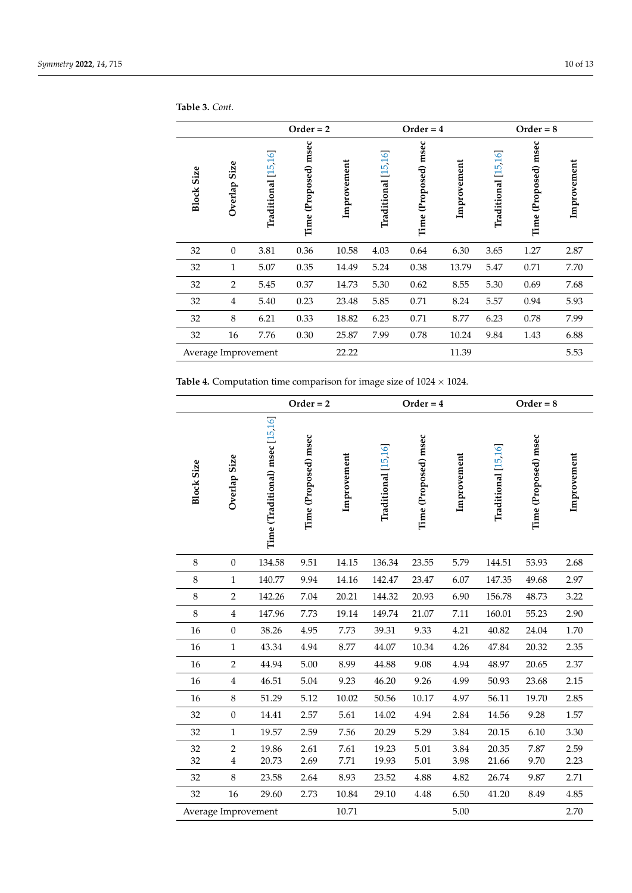**Table 3.** *Cont.*

| | | Order = 2 | | | Order = 4 | | | Order = 8 | | |
|---|---|---|---|---|---|---|---|---|---|---|
| Block Size | Overlap Size | Traditional [15,16] | Time (Proposed) msec | Improvement | Traditional [15,16] | Time (Proposed) msec | Improvement | Traditional [15,16] | Time (Proposed) msec | Improvement |
| 32 | 0 | 3.81 | 0.36 | 10.58 | 4.03 | 0.64 | 6.30 | 3.65 | 1.27 | 2.87 |
| 32 | 1 | 5.07 | 0.35 | 14.49 | 5.24 | 0.38 | 13.79 | 5.47 | 0.71 | 7.70 |
| 32 | 2 | 5.45 | 0.37 | 14.73 | 5.30 | 0.62 | 8.55 | 5.30 | 0.69 | 7.68 |
| 32 | 4 | 5.40 | 0.23 | 23.48 | 5.85 | 0.71 | 8.24 | 5.57 | 0.94 | 5.93 |
| 32 | 8 | 6.21 | 0.33 | 18.82 | 6.23 | 0.71 | 8.77 | 6.23 | 0.78 | 7.99 |
| 32 | 16 | 7.76 | 0.30 | 25.87 | 7.99 | 0.78 | 10.24 | 9.84 | 1.43 | 6.88 |
| Average Improvement | | | | 22.22 | | | 11.39 | | | 5.53 |

**Table 4.** Computation time comparison for image size of 1024 × 1024.

| | | Order = 2 | | | Order = 4 | | | Order = 8 | | |
|---|---|---|---|---|---|---|---|---|---|---|
| Block Size | Overlap Size | Time (Traditional) msec [15,16] | Time (Proposed) msec | Improvement | Traditional [15,16] | Time (Proposed) msec | Improvement | Traditional [15,16] | Time (Proposed) msec | Improvement |
| 8 | 0 | 134.58 | 9.51 | 14.15 | 136.34 | 23.55 | 5.79 | 144.51 | 53.93 | 2.68 |
| 8 | 1 | 140.77 | 9.94 | 14.16 | 142.47 | 23.47 | 6.07 | 147.35 | 49.68 | 2.97 |
| 8 | 2 | 142.26 | 7.04 | 20.21 | 144.32 | 20.93 | 6.90 | 156.78 | 48.73 | 3.22 |
| 8 | 4 | 147.96 | 7.73 | 19.14 | 149.74 | 21.07 | 7.11 | 160.01 | 55.23 | 2.90 |
| 16 | 0 | 38.26 | 4.95 | 7.73 | 39.31 | 9.33 | 4.21 | 40.82 | 24.04 | 1.70 |
| 16 | 1 | 43.34 | 4.94 | 8.77 | 44.07 | 10.34 | 4.26 | 47.84 | 20.32 | 2.35 |
| 16 | 2 | 44.94 | 5.00 | 8.99 | 44.88 | 9.08 | 4.94 | 48.97 | 20.65 | 2.37 |
| 16 | 4 | 46.51 | 5.04 | 9.23 | 46.20 | 9.26 | 4.99 | 50.93 | 23.68 | 2.15 |
| 16 | 8 | 51.29 | 5.12 | 10.02 | 50.56 | 10.17 | 4.97 | 56.11 | 19.70 | 2.85 |
| 32 | 0 | 14.41 | 2.57 | 5.61 | 14.02 | 4.94 | 2.84 | 14.56 | 9.28 | 1.57 |
| 32 | 1 | 19.57 | 2.59 | 7.56 | 20.29 | 5.29 | 3.84 | 20.15 | 6.10 | 3.30 |
| 32 | 2 | 19.86 | 2.61 | 7.61 | 19.23 | 5.01 | 3.84 | 20.35 | 7.87 | 2.59 |
| 32 | 4 | 20.73 | 2.69 | 7.71 | 19.93 | 5.01 | 3.98 | 21.66 | 9.70 | 2.23 |
| 32 | 8 | 23.58 | 2.64 | 8.93 | 23.52 | 4.88 | 4.82 | 26.74 | 9.87 | 2.71 |
| 32 | 16 | 29.60 | 2.73 | 10.84 | 29.10 | 4.48 | 6.50 | 41.20 | 8.49 | 4.85 |
| Average Improvement | | | | 10.71 | | | 5.00 | | | 2.70 |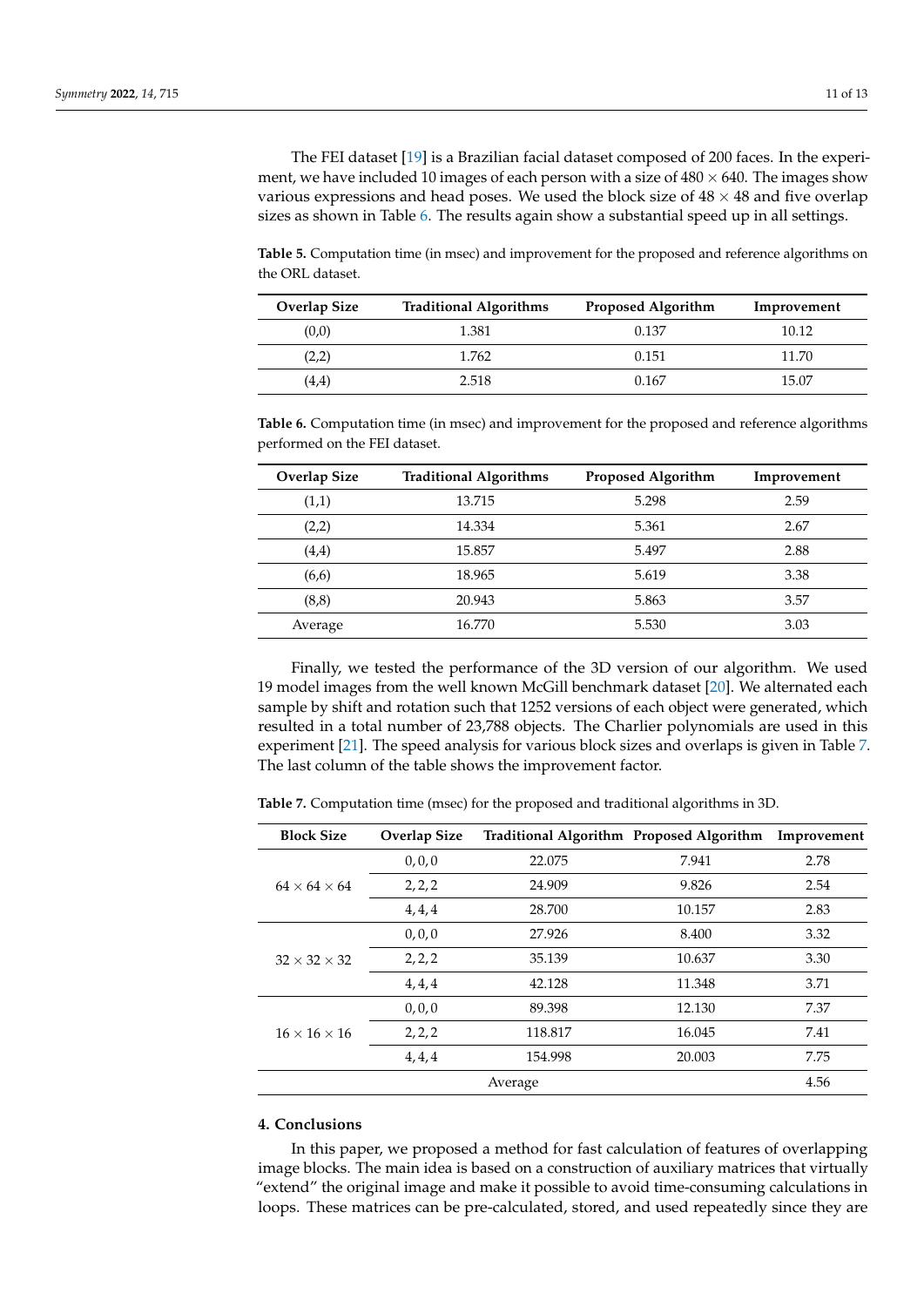The FEI dataset [19] is a Brazilian facial dataset composed of 200 faces. In the experiment, we have included 10 images of each person with a size of $480 \times 640$. The images show various expressions and head poses. We used the block size of $48 \times 48$ and five overlap sizes as shown in Table 6. The results again show a substantial speed up in all settings.

**Table 5.** Computation time (in msec) and improvement for the proposed and reference algorithms on the ORL dataset.

| Overlap Size | Traditional Algorithms | Proposed Algorithm | Improvement |
|---|---|---|---|
| (0,0) | 1.381 | 0.137 | 10.12 |
| (2,2) | 1.762 | 0.151 | 11.70 |
| (4,4) | 2.518 | 0.167 | 15.07 |

**Table 6.** Computation time (in msec) and improvement for the proposed and reference algorithms performed on the FEI dataset.

| Overlap Size | Traditional Algorithms | Proposed Algorithm | Improvement |
|---|---|---|---|
| (1,1) | 13.715 | 5.298 | 2.59 |
| (2,2) | 14.334 | 5.361 | 2.67 |
| (4,4) | 15.857 | 5.497 | 2.88 |
| (6,6) | 18.965 | 5.619 | 3.38 |
| (8,8) | 20.943 | 5.863 | 3.57 |
| Average | 16.770 | 5.530 | 3.03 |

Finally, we tested the performance of the 3D version of our algorithm. We used 19 model images from the well known McGill benchmark dataset [20]. We alternated each sample by shift and rotation such that 1252 versions of each object were generated, which resulted in a total number of 23,788 objects. The Charlier polynomials are used in this experiment [21]. The speed analysis for various block sizes and overlaps is given in Table 7. The last column of the table shows the improvement factor.

**Table 7.** Computation time (msec) for the proposed and traditional algorithms in 3D.

| Block Size | Overlap Size | Traditional Algorithm | Proposed Algorithm | Improvement |
|---|---|---|---|---|
| $64 \times 64 \times 64$ | 0, 0, 0 | 22.075 | 7.941 | 2.78 |
| | 2, 2, 2 | 24.909 | 9.826 | 2.54 |
| | 4, 4, 4 | 28.700 | 10.157 | 2.83 |
| $32 \times 32 \times 32$ | 0, 0, 0 | 27.926 | 8.400 | 3.32 |
| | 2, 2, 2 | 35.139 | 10.637 | 3.30 |
| | 4, 4, 4 | 42.128 | 11.348 | 3.71 |
| $16 \times 16 \times 16$ | 0, 0, 0 | 89.398 | 12.130 | 7.37 |
| | 2, 2, 2 | 118.817 | 16.045 | 7.41 |
| | 4, 4, 4 | 154.998 | 20.003 | 7.75 |
| Average | | | | 4.56 |

## 4. Conclusions

In this paper, we proposed a method for fast calculation of features of overlapping image blocks. The main idea is based on a construction of auxiliary matrices that virtually "extend" the original image and make it possible to avoid time-consuming calculations in loops. These matrices can be pre-calculated, stored, and used repeatedly since they are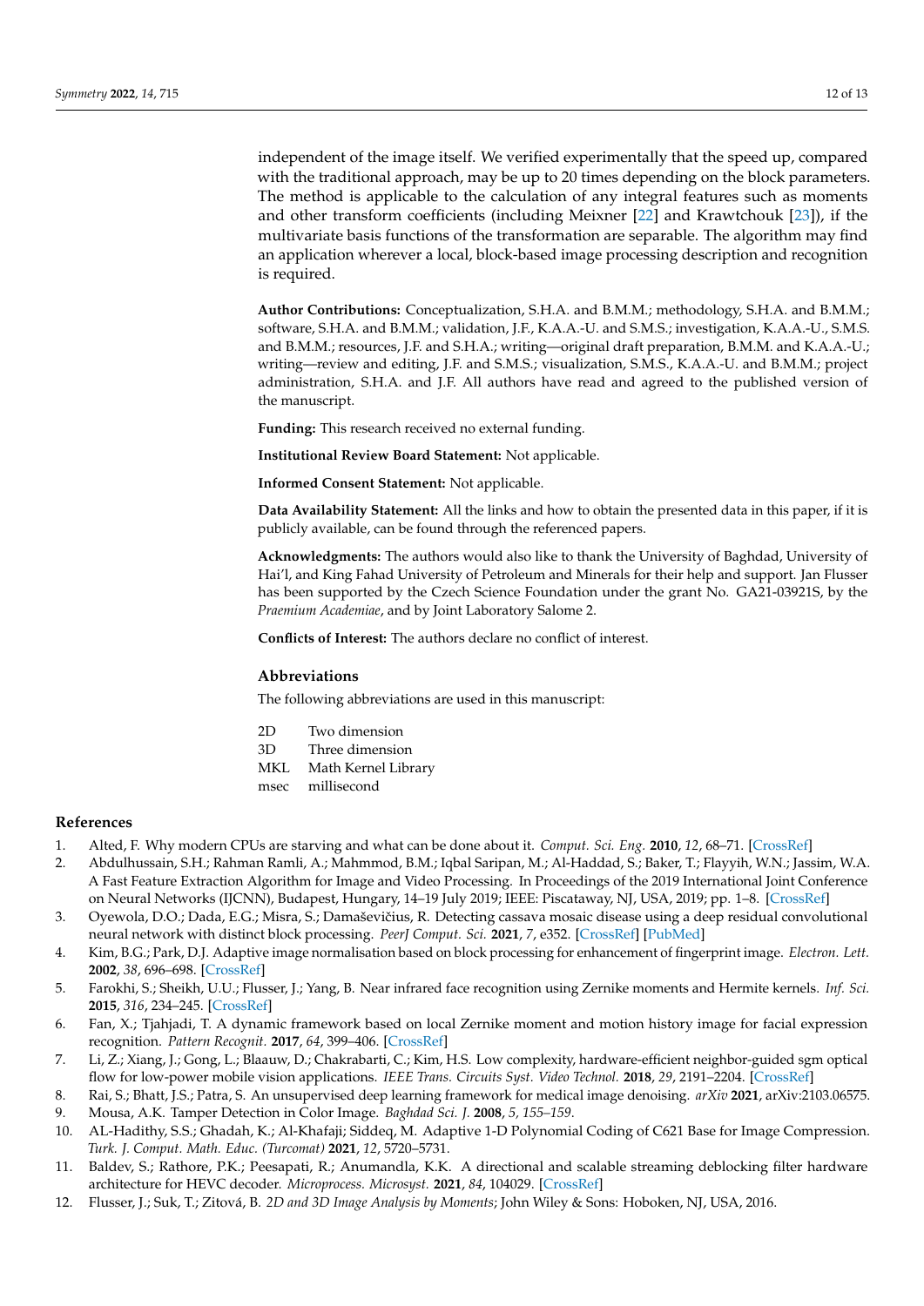independent of the image itself. We verified experimentally that the speed up, compared with the traditional approach, may be up to 20 times depending on the block parameters. The method is applicable to the calculation of any integral features such as moments and other transform coefficients (including Meixner [22] and Krawtchouk [23]), if the multivariate basis functions of the transformation are separable. The algorithm may find an application wherever a local, block-based image processing description and recognition is required.

**Author Contributions:** Conceptualization, S.H.A. and B.M.M.; methodology, S.H.A. and B.M.M.; software, S.H.A. and B.M.M.; validation, J.F., K.A.A.-U. and S.M.S.; investigation, K.A.A.-U., S.M.S. and B.M.M.; resources, J.F. and S.H.A.; writing—original draft preparation, B.M.M. and K.A.A.-U.; writing—review and editing, J.F. and S.M.S.; visualization, S.M.S., K.A.A.-U. and B.M.M.; project administration, S.H.A. and J.F. All authors have read and agreed to the published version of the manuscript.

**Funding:** This research received no external funding.

**Institutional Review Board Statement:** Not applicable.

**Informed Consent Statement:** Not applicable.

**Data Availability Statement:** All the links and how to obtain the presented data in this paper, if it is publicly available, can be found through the referenced papers.

**Acknowledgments:** The authors would also like to thank the University of Baghdad, University of Hai'l, and King Fahad University of Petroleum and Minerals for their help and support. Jan Flusser has been supported by the Czech Science Foundation under the grant No. GA21-03921S, by the *Praemium Academiae*, and by Joint Laboratory Salome 2.

**Conflicts of Interest:** The authors declare no conflict of interest.

## Abbreviations

The following abbreviations are used in this manuscript:

| | |
|---|---|
| 2D | Two dimension |
| 3D | Three dimension |
| MKL | Math Kernel Library |
| msec | millisecond |

## References

1. Alted, F. Why modern CPUs are starving and what can be done about it. *Comput. Sci. Eng.* **2010**, *12*, 68–71. [CrossRef]
2. Abdulhussain, S.H.; Rahman Ramli, A.; Mahmmod, B.M.; Iqbal Saripan, M.; Al-Haddad, S.; Baker, T.; Flayyih, W.N.; Jassim, W.A. A Fast Feature Extraction Algorithm for Image and Video Processing. In Proceedings of the 2019 International Joint Conference on Neural Networks (IJCNN), Budapest, Hungary, 14–19 July 2019; IEEE: Piscataway, NJ, USA, 2019; pp. 1–8. [CrossRef]
3. Oyewola, D.O.; Dada, E.G.; Misra, S.; Damaševičius, R. Detecting cassava mosaic disease using a deep residual convolutional neural network with distinct block processing. *PeerJ Comput. Sci.* **2021**, *7*, e352. [CrossRef] [PubMed]
4. Kim, B.G.; Park, D.J. Adaptive image normalisation based on block processing for enhancement of fingerprint image. *Electron. Lett.* **2002**, *38*, 696–698. [CrossRef]
5. Farokhi, S.; Sheikh, U.U.; Flusser, J.; Yang, B. Near infrared face recognition using Zernike moments and Hermite kernels. *Inf. Sci.* **2015**, *316*, 234–245. [CrossRef]
6. Fan, X.; Tjahjadi, T. A dynamic framework based on local Zernike moment and motion history image for facial expression recognition. *Pattern Recognit.* **2017**, *64*, 399–406. [CrossRef]
7. Li, Z.; Xiang, J.; Gong, L.; Blaauw, D.; Chakrabarti, C.; Kim, H.S. Low complexity, hardware-efficient neighbor-guided sgm optical flow for low-power mobile vision applications. *IEEE Trans. Circuits Syst. Video Technol.* **2018**, *29*, 2191–2204. [CrossRef]
8. Rai, S.; Bhatt, J.S.; Patra, S. An unsupervised deep learning framework for medical image denoising. *arXiv* **2021**, arXiv:2103.06575.
9. Mousa, A.K. Tamper Detection in Color Image. *Baghdad Sci. J.* **2008**, *5, 155–159*.
10. AL-Hadithy, S.S.; Ghadah, K.; Al-Khafaji; Siddeq, M. Adaptive 1-D Polynomial Coding of C621 Base for Image Compression. *Turk. J. Comput. Math. Educ. (Turcomat)* **2021**, *12*, 5720–5731.
11. Baldev, S.; Rathore, P.K.; Peesapati, R.; Anumandla, K.K. A directional and scalable streaming deblocking filter hardware architecture for HEVC decoder. *Microprocess. Microsyst.* **2021**, *84*, 104029. [CrossRef]
12. Flusser, J.; Suk, T.; Zitová, B. *2D and 3D Image Analysis by Moments*; John Wiley & Sons: Hoboken, NJ, USA, 2016.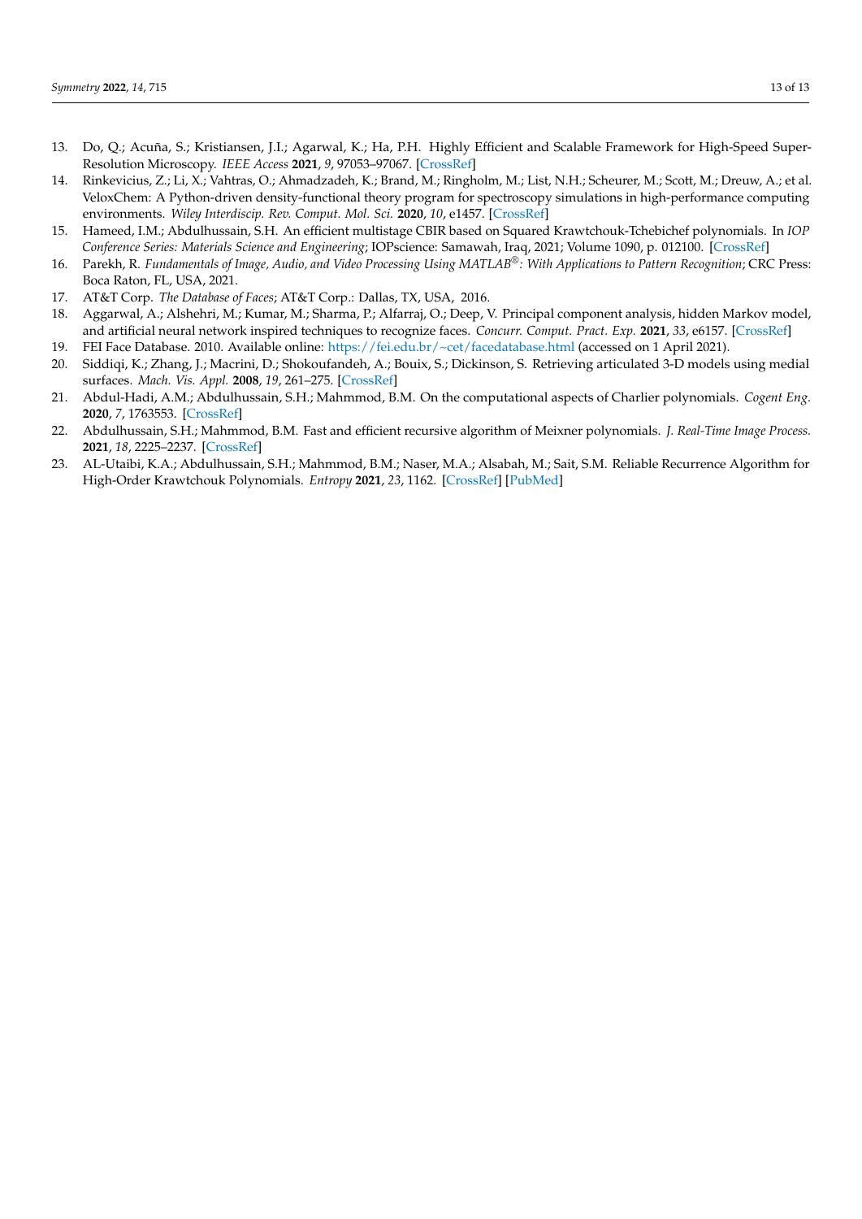13. Do, Q.; Acuña, S.; Kristiansen, J.I.; Agarwal, K.; Ha, P.H. Highly Efficient and Scalable Framework for High-Speed Super-Resolution Microscopy. *IEEE Access* **2021**, *9*, 97053–97067. [CrossRef]
14. Rinkevicius, Z.; Li, X.; Vahtras, O.; Ahmadzadeh, K.; Brand, M.; Ringholm, M.; List, N.H.; Scheurer, M.; Scott, M.; Dreuw, A.; et al. VeloxChem: A Python-driven density-functional theory program for spectroscopy simulations in high-performance computing environments. *Wiley Interdiscip. Rev. Comput. Mol. Sci.* **2020**, *10*, e1457. [CrossRef]
15. Hameed, I.M.; Abdulhussain, S.H. An efficient multistage CBIR based on Squared Krawtchouk-Tchebichef polynomials. In *IOP Conference Series: Materials Science and Engineering*; IOPscience: Samawah, Iraq, 2021; Volume 1090, p. 012100. [CrossRef]
16. Parekh, R. *Fundamentals of Image, Audio, and Video Processing Using MATLAB®: With Applications to Pattern Recognition*; CRC Press: Boca Raton, FL, USA, 2021.
17. AT&T Corp. *The Database of Faces*; AT&T Corp.: Dallas, TX, USA, 2016.
18. Aggarwal, A.; Alshehri, M.; Kumar, M.; Sharma, P.; Alfarraj, O.; Deep, V. Principal component analysis, hidden Markov model, and artificial neural network inspired techniques to recognize faces. *Concurr. Comput. Pract. Exp.* **2021**, *33*, e6157. [CrossRef]
19. FEI Face Database. 2010. Available online: https://fei.edu.br/~cet/facedatabase.html (accessed on 1 April 2021).
20. Siddiqi, K.; Zhang, J.; Macrini, D.; Shokoufandeh, A.; Bouix, S.; Dickinson, S. Retrieving articulated 3-D models using medial surfaces. *Mach. Vis. Appl.* **2008**, *19*, 261–275. [CrossRef]
21. Abdul-Hadi, A.M.; Abdulhussain, S.H.; Mahmmod, B.M. On the computational aspects of Charlier polynomials. *Cogent Eng.* **2020**, *7*, 1763553. [CrossRef]
22. Abdulhussain, S.H.; Mahmmod, B.M. Fast and efficient recursive algorithm of Meixner polynomials. *J. Real-Time Image Process.* **2021**, *18*, 2225–2237. [CrossRef]
23. AL-Utaibi, K.A.; Abdulhussain, S.H.; Mahmmod, B.M.; Naser, M.A.; Alsabah, M.; Sait, S.M. Reliable Recurrence Algorithm for High-Order Krawtchouk Polynomials. *Entropy* **2021**, *23*, 1162. [CrossRef] [PubMed]